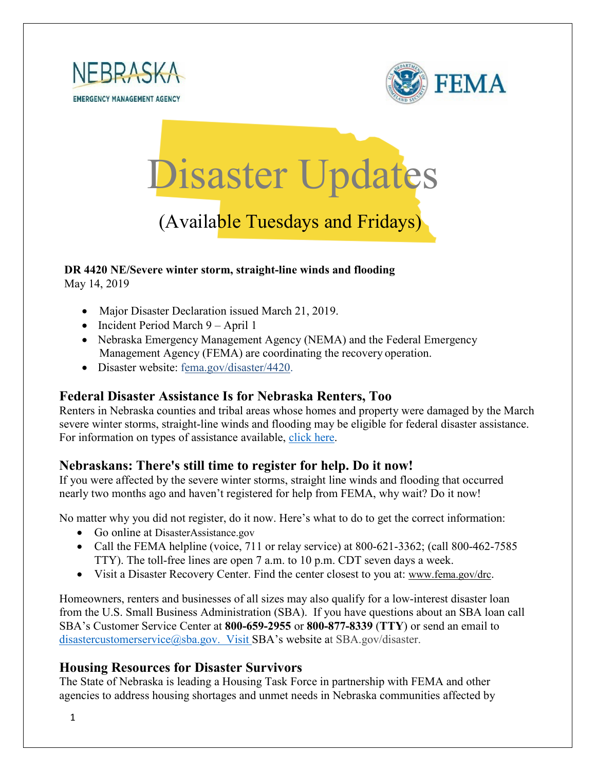NEBRASKA EMERGENCY MANAGEMENT AGENCY

FEMA

# Disaster Updates

(Available Tuesdays and Fridays)

**DR 4420 NE/Severe winter storm, straight-line winds and flooding**
May 14, 2019

- Major Disaster Declaration issued March 21, 2019.
- Incident Period March 9 – April 1
- Nebraska Emergency Management Agency (NEMA) and the Federal Emergency Management Agency (FEMA) are coordinating the recovery operation.
- Disaster website: fema.gov/disaster/4420.

## Federal Disaster Assistance Is for Nebraska Renters, Too

Renters in Nebraska counties and tribal areas whose homes and property were damaged by the March severe winter storms, straight-line winds and flooding may be eligible for federal disaster assistance. For information on types of assistance available, click here.

## Nebraskans: There's still time to register for help. Do it now!

If you were affected by the severe winter storms, straight line winds and flooding that occurred nearly two months ago and haven't registered for help from FEMA, why wait? Do it now!

No matter why you did not register, do it now. Here's what to do to get the correct information:

- Go online at DisasterAssistance.gov
- Call the FEMA helpline (voice, 711 or relay service) at 800-621-3362; (call 800-462-7585 TTY). The toll-free lines are open 7 a.m. to 10 p.m. CDT seven days a week.
- Visit a Disaster Recovery Center. Find the center closest to you at: www.fema.gov/drc.

Homeowners, renters and businesses of all sizes may also qualify for a low-interest disaster loan from the U.S. Small Business Administration (SBA). If you have questions about an SBA loan call SBA's Customer Service Center at **800-659-2955** or **800-877-8339** (**TTY**) or send an email to disastercustomerservice@sba.gov. Visit SBA's website at SBA.gov/disaster.

## Housing Resources for Disaster Survivors

The State of Nebraska is leading a Housing Task Force in partnership with FEMA and other agencies to address housing shortages and unmet needs in Nebraska communities affected by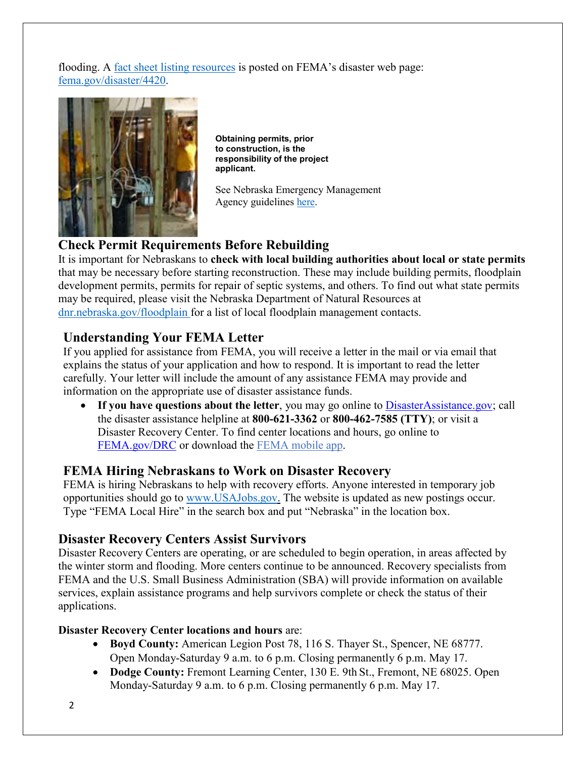flooding. A fact sheet listing resources is posted on FEMA's disaster web page: fema.gov/disaster/4420.

**Obtaining permits, prior to construction, is the responsibility of the project applicant.**

See Nebraska Emergency Management Agency guidelines here.

## Check Permit Requirements Before Rebuilding

It is important for Nebraskans to **check with local building authorities about local or state permits** that may be necessary before starting reconstruction. These may include building permits, floodplain development permits, permits for repair of septic systems, and others. To find out what state permits may be required, please visit the Nebraska Department of Natural Resources at dnr.nebraska.gov/floodplain for a list of local floodplain management contacts.

## Understanding Your FEMA Letter

If you applied for assistance from FEMA, you will receive a letter in the mail or via email that explains the status of your application and how to respond. It is important to read the letter carefully. Your letter will include the amount of any assistance FEMA may provide and information on the appropriate use of disaster assistance funds.

- **If you have questions about the letter**, you may go online to DisasterAssistance.gov; call the disaster assistance helpline at **800-621-3362** or **800-462-7585 (TTY)**; or visit a Disaster Recovery Center. To find center locations and hours, go online to FEMA.gov/DRC or download the FEMA mobile app.

## FEMA Hiring Nebraskans to Work on Disaster Recovery

FEMA is hiring Nebraskans to help with recovery efforts. Anyone interested in temporary job opportunities should go to www.USAJobs.gov. The website is updated as new postings occur. Type "FEMA Local Hire" in the search box and put "Nebraska" in the location box.

## Disaster Recovery Centers Assist Survivors

Disaster Recovery Centers are operating, or are scheduled to begin operation, in areas affected by the winter storm and flooding. More centers continue to be announced. Recovery specialists from FEMA and the U.S. Small Business Administration (SBA) will provide information on available services, explain assistance programs and help survivors complete or check the status of their applications.

**Disaster Recovery Center locations and hours** are:

- **Boyd County:** American Legion Post 78, 116 S. Thayer St., Spencer, NE 68777. Open Monday-Saturday 9 a.m. to 6 p.m. Closing permanently 6 p.m. May 17.
- **Dodge County:** Fremont Learning Center, 130 E. 9th St., Fremont, NE 68025. Open Monday-Saturday 9 a.m. to 6 p.m. Closing permanently 6 p.m. May 17.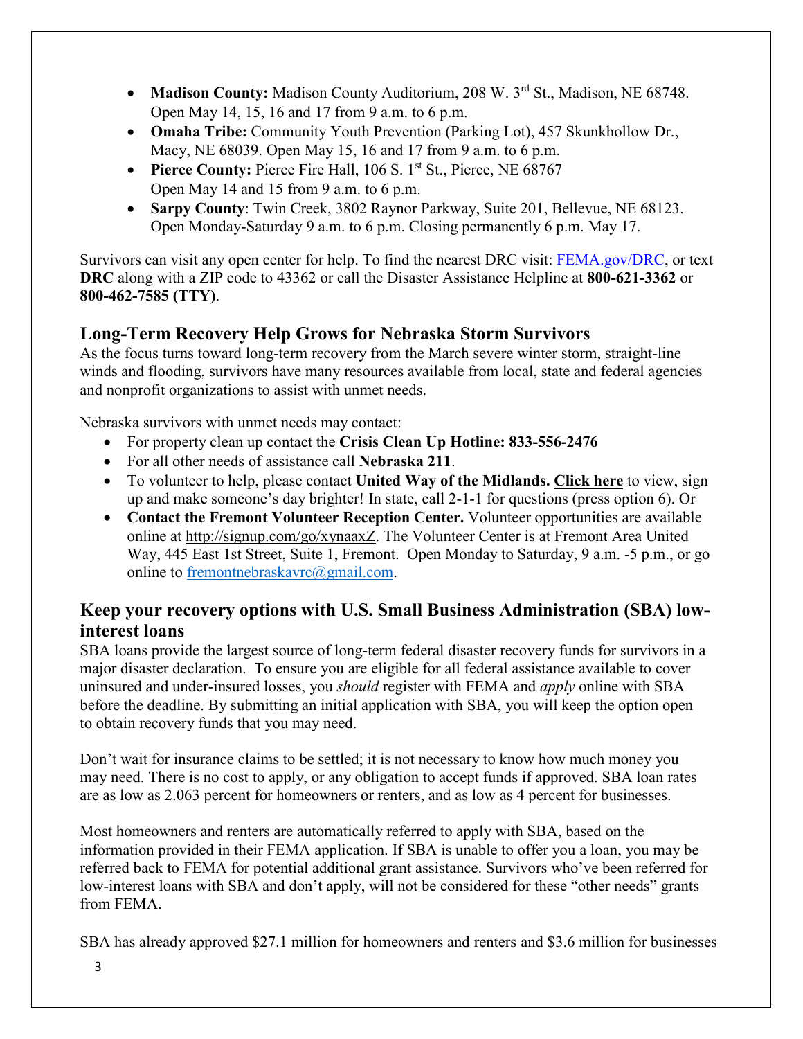- **Madison County:** Madison County Auditorium, 208 W. 3rd St., Madison, NE 68748. Open May 14, 15, 16 and 17 from 9 a.m. to 6 p.m.
- **Omaha Tribe:** Community Youth Prevention (Parking Lot), 457 Skunkhollow Dr., Macy, NE 68039. Open May 15, 16 and 17 from 9 a.m. to 6 p.m.
- **Pierce County:** Pierce Fire Hall, 106 S. 1st St., Pierce, NE 68767 Open May 14 and 15 from 9 a.m. to 6 p.m.
- **Sarpy County**: Twin Creek, 3802 Raynor Parkway, Suite 201, Bellevue, NE 68123. Open Monday-Saturday 9 a.m. to 6 p.m. Closing permanently 6 p.m. May 17.

Survivors can visit any open center for help. To find the nearest DRC visit: FEMA.gov/DRC, or text **DRC** along with a ZIP code to 43362 or call the Disaster Assistance Helpline at **800-621-3362** or **800-462-7585 (TTY)**.

## Long-Term Recovery Help Grows for Nebraska Storm Survivors

As the focus turns toward long-term recovery from the March severe winter storm, straight-line winds and flooding, survivors have many resources available from local, state and federal agencies and nonprofit organizations to assist with unmet needs.

Nebraska survivors with unmet needs may contact:

- For property clean up contact the **Crisis Clean Up Hotline: 833-556-2476**
- For all other needs of assistance call **Nebraska 211**.
- To volunteer to help, please contact **United Way of the Midlands.** **Click here** to view, sign up and make someone's day brighter! In state, call 2-1-1 for questions (press option 6). Or
- **Contact the Fremont Volunteer Reception Center.** Volunteer opportunities are available online at http://signup.com/go/xynaaxZ. The Volunteer Center is at Fremont Area United Way, 445 East 1st Street, Suite 1, Fremont. Open Monday to Saturday, 9 a.m. -5 p.m., or go online to fremontnebraskavrc@gmail.com.

## Keep your recovery options with U.S. Small Business Administration (SBA) low-interest loans

SBA loans provide the largest source of long-term federal disaster recovery funds for survivors in a major disaster declaration. To ensure you are eligible for all federal assistance available to cover uninsured and under-insured losses, you *should* register with FEMA and *apply* online with SBA before the deadline. By submitting an initial application with SBA, you will keep the option open to obtain recovery funds that you may need.

Don't wait for insurance claims to be settled; it is not necessary to know how much money you may need. There is no cost to apply, or any obligation to accept funds if approved. SBA loan rates are as low as 2.063 percent for homeowners or renters, and as low as 4 percent for businesses.

Most homeowners and renters are automatically referred to apply with SBA, based on the information provided in their FEMA application. If SBA is unable to offer you a loan, you may be referred back to FEMA for potential additional grant assistance. Survivors who've been referred for low-interest loans with SBA and don't apply, will not be considered for these "other needs" grants from FEMA.

SBA has already approved $27.1 million for homeowners and renters and $3.6 million for businesses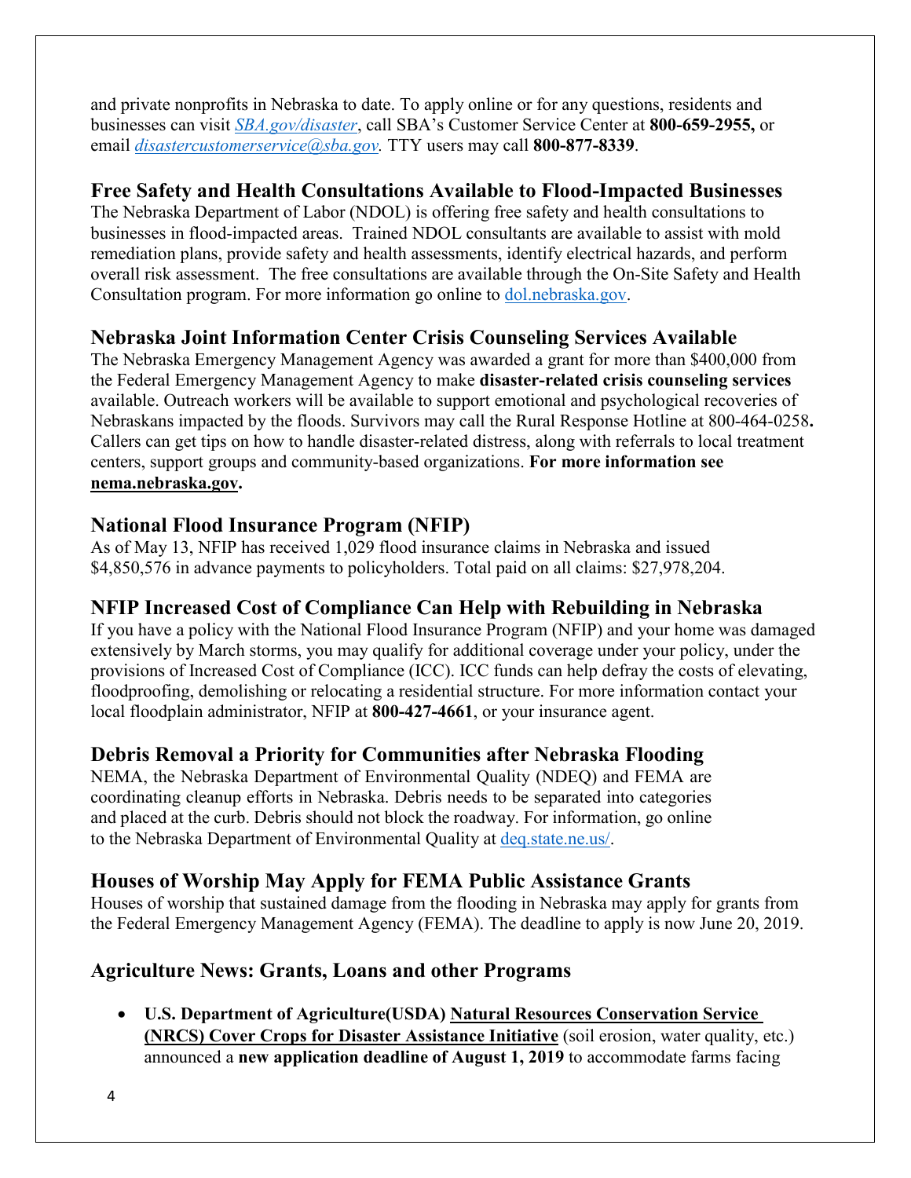and private nonprofits in Nebraska to date. To apply online or for any questions, residents and businesses can visit *SBA.gov/disaster*, call SBA's Customer Service Center at **800-659-2955,** or email *disastercustomerservice@sba.gov.* TTY users may call **800-877-8339**.

## Free Safety and Health Consultations Available to Flood-Impacted Businesses

The Nebraska Department of Labor (NDOL) is offering free safety and health consultations to businesses in flood-impacted areas. Trained NDOL consultants are available to assist with mold remediation plans, provide safety and health assessments, identify electrical hazards, and perform overall risk assessment. The free consultations are available through the On-Site Safety and Health Consultation program. For more information go online to dol.nebraska.gov.

## Nebraska Joint Information Center Crisis Counseling Services Available

The Nebraska Emergency Management Agency was awarded a grant for more than $400,000 from the Federal Emergency Management Agency to make **disaster-related crisis counseling services** available. Outreach workers will be available to support emotional and psychological recoveries of Nebraskans impacted by the floods. Survivors may call the Rural Response Hotline at 800-464-0258**.** Callers can get tips on how to handle disaster-related distress, along with referrals to local treatment centers, support groups and community-based organizations. **For more information see nema.nebraska.gov.**

## National Flood Insurance Program (NFIP)

As of May 13, NFIP has received 1,029 flood insurance claims in Nebraska and issued $4,850,576 in advance payments to policyholders. Total paid on all claims: $27,978,204.

## NFIP Increased Cost of Compliance Can Help with Rebuilding in Nebraska

If you have a policy with the National Flood Insurance Program (NFIP) and your home was damaged extensively by March storms, you may qualify for additional coverage under your policy, under the provisions of Increased Cost of Compliance (ICC). ICC funds can help defray the costs of elevating, floodproofing, demolishing or relocating a residential structure. For more information contact your local floodplain administrator, NFIP at **800-427-4661**, or your insurance agent.

## Debris Removal a Priority for Communities after Nebraska Flooding

NEMA, the Nebraska Department of Environmental Quality (NDEQ) and FEMA are coordinating cleanup efforts in Nebraska. Debris needs to be separated into categories and placed at the curb. Debris should not block the roadway. For information, go online to the Nebraska Department of Environmental Quality at deq.state.ne.us/.

## Houses of Worship May Apply for FEMA Public Assistance Grants

Houses of worship that sustained damage from the flooding in Nebraska may apply for grants from the Federal Emergency Management Agency (FEMA). The deadline to apply is now June 20, 2019.

## Agriculture News: Grants, Loans and other Programs

- **U.S. Department of Agriculture(USDA) Natural Resources Conservation Service (NRCS) Cover Crops for Disaster Assistance Initiative** (soil erosion, water quality, etc.) announced a **new application deadline of August 1, 2019** to accommodate farms facing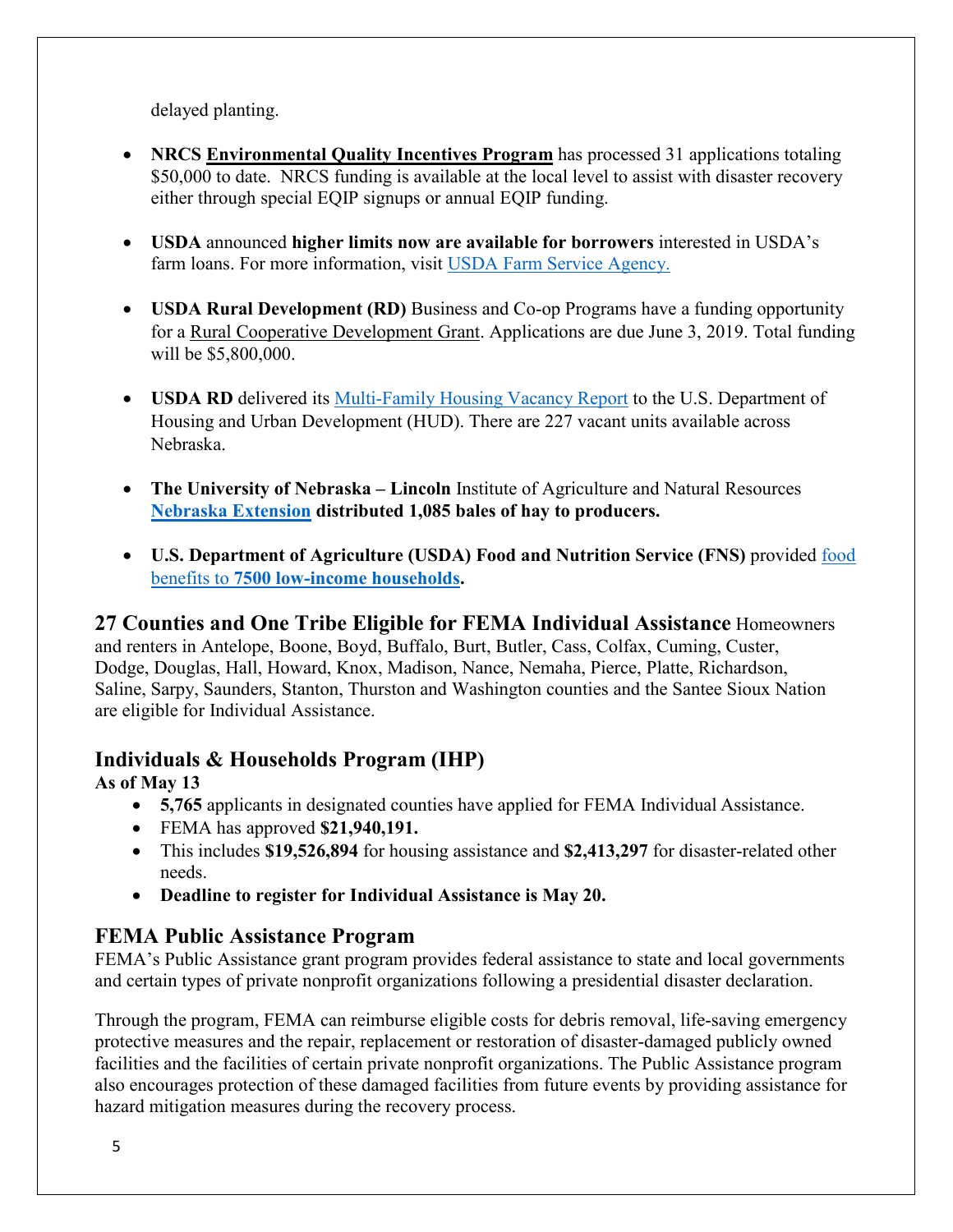delayed planting.

- **NRCS** Environmental Quality Incentives Program has processed 31 applications totaling $50,000 to date. NRCS funding is available at the local level to assist with disaster recovery either through special EQIP signups or annual EQIP funding.

- **USDA** announced **higher limits now are available for borrowers** interested in USDA's farm loans. For more information, visit USDA Farm Service Agency.

- **USDA Rural Development (RD)** Business and Co-op Programs have a funding opportunity for a Rural Cooperative Development Grant. Applications are due June 3, 2019. Total funding will be $5,800,000.

- **USDA RD** delivered its Multi-Family Housing Vacancy Report to the U.S. Department of Housing and Urban Development (HUD). There are 227 vacant units available across Nebraska.

- **The University of Nebraska – Lincoln** Institute of Agriculture and Natural Resources **Nebraska Extension distributed 1,085 bales of hay to producers.**

- **U.S. Department of Agriculture (USDA) Food and Nutrition Service (FNS)** provided food benefits to **7500 low-income households.**

## 27 Counties and One Tribe Eligible for FEMA Individual Assistance

Homeowners and renters in Antelope, Boone, Boyd, Buffalo, Burt, Butler, Cass, Colfax, Cuming, Custer, Dodge, Douglas, Hall, Howard, Knox, Madison, Nance, Nemaha, Pierce, Platte, Richardson, Saline, Sarpy, Saunders, Stanton, Thurston and Washington counties and the Santee Sioux Nation are eligible for Individual Assistance.

## Individuals & Households Program (IHP)

**As of May 13**

- **5,765** applicants in designated counties have applied for FEMA Individual Assistance.
- FEMA has approved **$21,940,191.**
- This includes **$19,526,894** for housing assistance and **$2,413,297** for disaster-related other needs.
- **Deadline to register for Individual Assistance is May 20.**

## FEMA Public Assistance Program

FEMA's Public Assistance grant program provides federal assistance to state and local governments and certain types of private nonprofit organizations following a presidential disaster declaration.

Through the program, FEMA can reimburse eligible costs for debris removal, life-saving emergency protective measures and the repair, replacement or restoration of disaster-damaged publicly owned facilities and the facilities of certain private nonprofit organizations. The Public Assistance program also encourages protection of these damaged facilities from future events by providing assistance for hazard mitigation measures during the recovery process.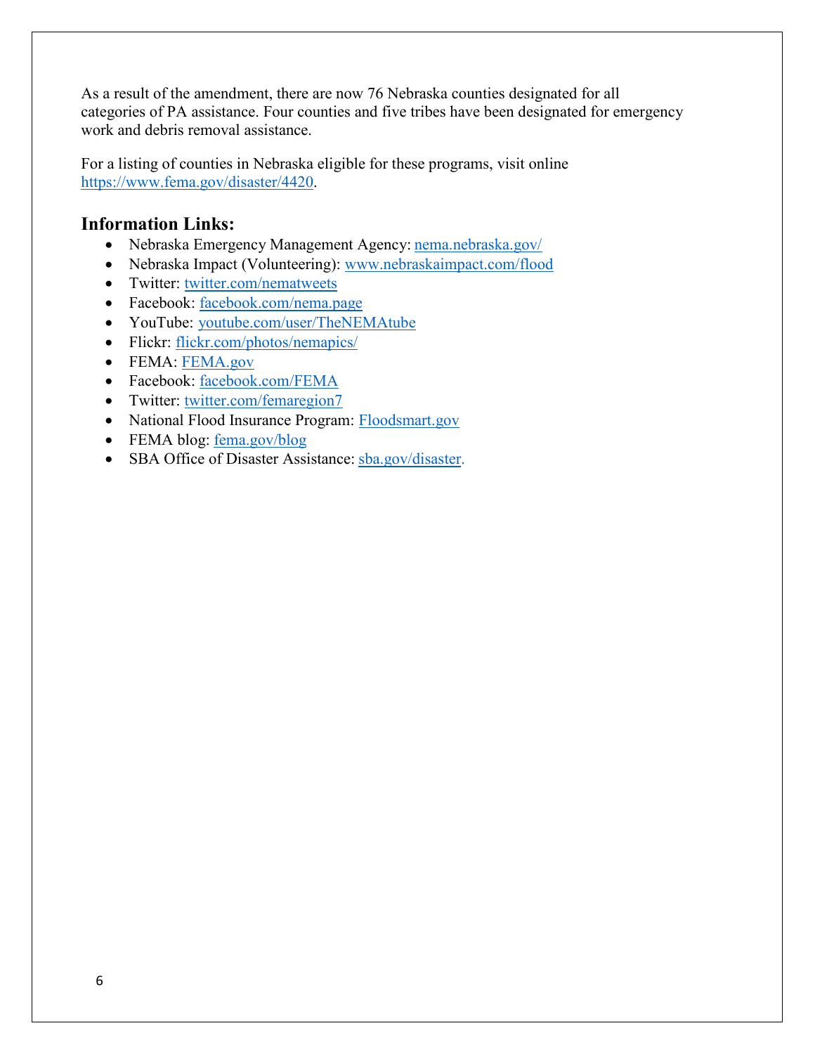As a result of the amendment, there are now 76 Nebraska counties designated for all categories of PA assistance. Four counties and five tribes have been designated for emergency work and debris removal assistance.

For a listing of counties in Nebraska eligible for these programs, visit online https://www.fema.gov/disaster/4420.

## Information Links:

- Nebraska Emergency Management Agency: nema.nebraska.gov/
- Nebraska Impact (Volunteering): www.nebraskaimpact.com/flood
- Twitter: twitter.com/nematweets
- Facebook: facebook.com/nema.page
- YouTube: youtube.com/user/TheNEMAtube
- Flickr: flickr.com/photos/nemapics/
- FEMA: FEMA.gov
- Facebook: facebook.com/FEMA
- Twitter: twitter.com/femaregion7
- National Flood Insurance Program: Floodsmart.gov
- FEMA blog: fema.gov/blog
- SBA Office of Disaster Assistance: sba.gov/disaster.